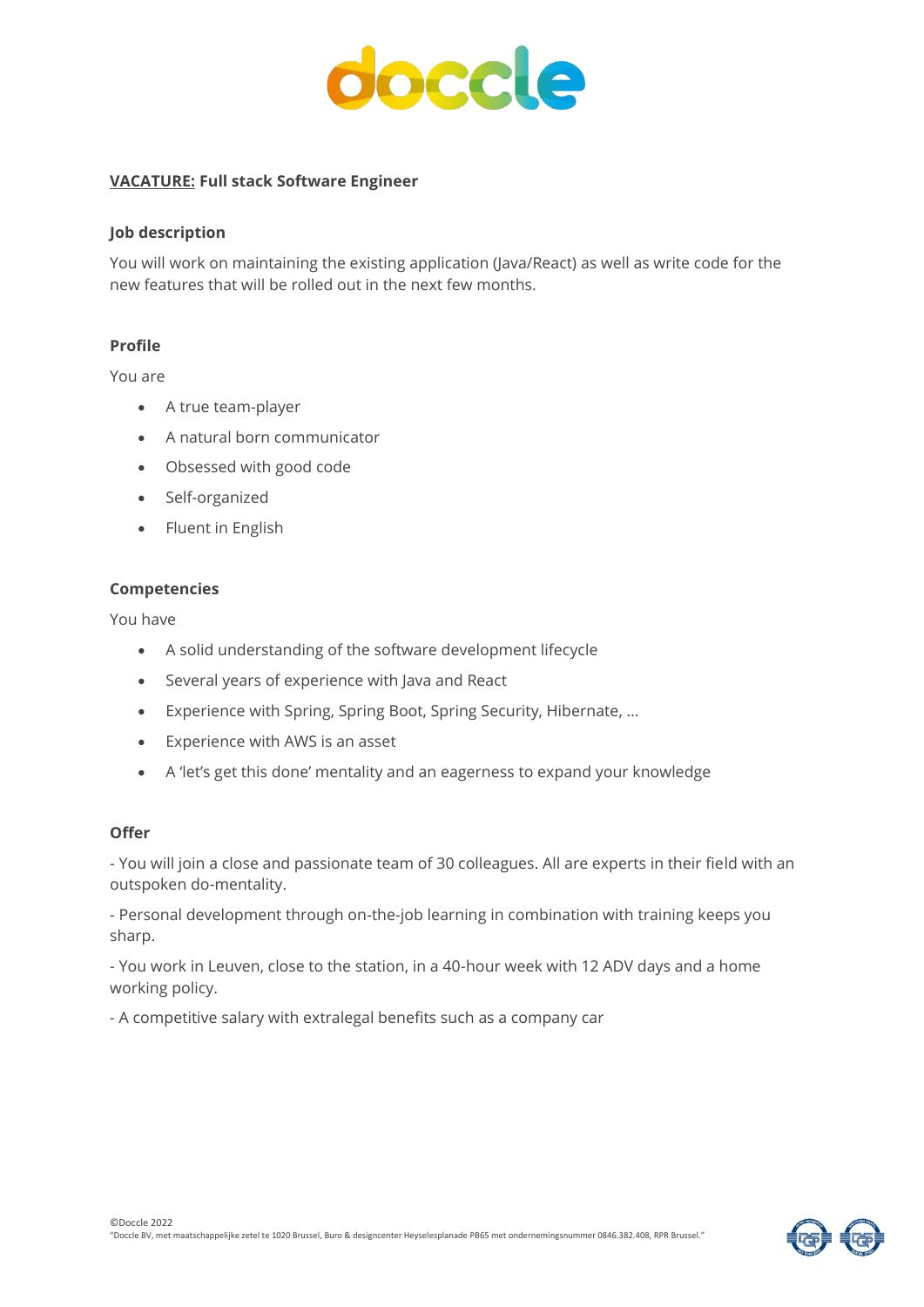# doccle

**<u>VACATURE:</u> Full stack Software Engineer**

### Job description

You will work on maintaining the existing application (Java/React) as well as write code for the new features that will be rolled out in the next few months.

### Profile

You are

- A true team-player
- A natural born communicator
- Obsessed with good code
- Self-organized
- Fluent in English

### Competencies

You have

- A solid understanding of the software development lifecycle
- Several years of experience with Java and React
- Experience with Spring, Spring Boot, Spring Security, Hibernate, …
- Experience with AWS is an asset
- A 'let's get this done' mentality and an eagerness to expand your knowledge

### Offer

- You will join a close and passionate team of 30 colleagues. All are experts in their field with an outspoken do-mentality.

- Personal development through on-the-job learning in combination with training keeps you sharp.

- You work in Leuven, close to the station, in a 40-hour week with 12 ADV days and a home working policy.

- A competitive salary with extralegal benefits such as a company car

©Doccle 2022
"Doccle BV, met maatschappelijke zetel te 1020 Brussel, Buro & designcenter Heyselesplanade PB65 met ondernemingsnummer 0846.382.408, RPR Brussel."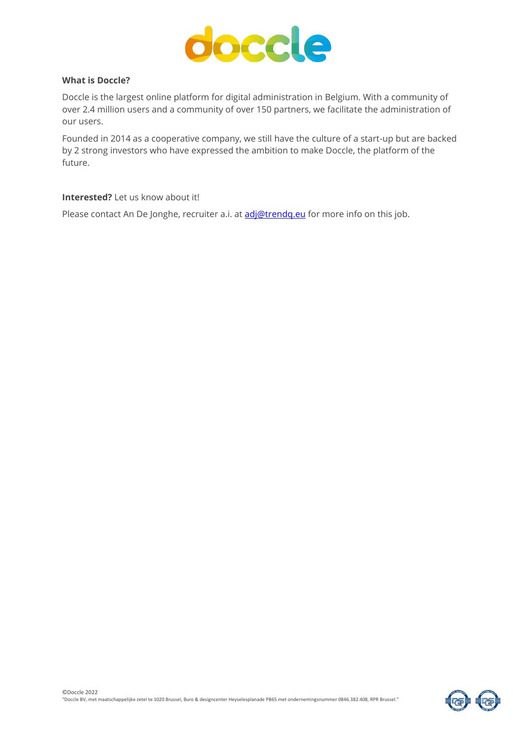**What is Doccle?**

Doccle is the largest online platform for digital administration in Belgium. With a community of over 2.4 million users and a community of over 150 partners, we facilitate the administration of our users.

Founded in 2014 as a cooperative company, we still have the culture of a start-up but are backed by 2 strong investors who have expressed the ambition to make Doccle, the platform of the future.

**Interested?** Let us know about it!

Please contact An De Jonghe, recruiter a.i. at adj@trendq.eu for more info on this job.

©Doccle 2022
"Doccle BV, met maatschappelijke zetel te 1020 Brussel, Buro & designcenter Heyselesplanade PB65 met ondernemingsnummer 0846.382.408, RPR Brussel."